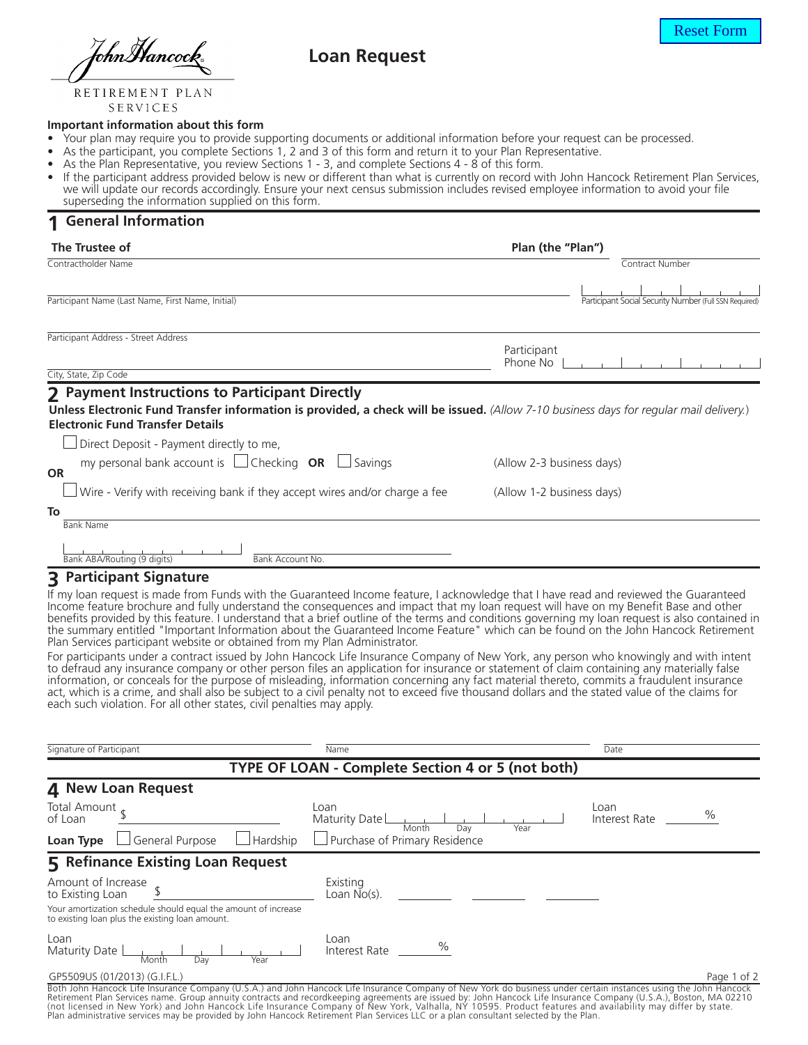John Hancock

RETIREMENT PLAN SERVICES

# Loan Request

Reset Form

**Important information about this form**

- Your plan may require you to provide supporting documents or additional information before your request can be processed.
- As the participant, you complete Sections 1, 2 and 3 of this form and return it to your Plan Representative.
- As the Plan Representative, you review Sections 1 - 3, and complete Sections 4 - 8 of this form.
- If the participant address provided below is new or different than what is currently on record with John Hancock Retirement Plan Services, we will update our records accordingly. Ensure your next census submission includes revised employee information to avoid your file superseding the information supplied on this form.

## 1 General Information

**The Trustee of** ____________________ **Plan (the "Plan")**

Contractholder Name ____________________ Contract Number ____________________

Participant Name (Last Name, First Name, Initial) ____________________ Participant Social Security Number (Full SSN Required) ____________________

Participant Address - Street Address ____________________

City, State, Zip Code ____________________ Participant Phone No ____________________

## 2 Payment Instructions to Participant Directly

**Unless Electronic Fund Transfer information is provided, a check will be issued.** *(Allow 7-10 business days for regular mail delivery.)*

**Electronic Fund Transfer Details**

☐ Direct Deposit - Payment directly to me, my personal bank account is ☐ Checking **OR** ☐ Savings (Allow 2-3 business days)

**OR**

☐ Wire - Verify with receiving bank if they accept wires and/or charge a fee (Allow 1-2 business days)

**To**

Bank Name ____________________

Bank ABA/Routing (9 digits) ____________________ Bank Account No. ____________________

## 3 Participant Signature

If my loan request is made from Funds with the Guaranteed Income feature, I acknowledge that I have read and reviewed the Guaranteed Income feature brochure and fully understand the consequences and impact that my loan request will have on my Benefit Base and other benefits provided by this feature. I understand that a brief outline of the terms and conditions governing my loan request is also contained in the summary entitled "Important Information about the Guaranteed Income Feature" which can be found on the John Hancock Retirement Plan Services participant website or obtained from my Plan Administrator.

For participants under a contract issued by John Hancock Life Insurance Company of New York, any person who knowingly and with intent to defraud any insurance company or other person files an application for insurance or statement of claim containing any materially false information, or conceals for the purpose of misleading, information concerning any fact material thereto, commits a fraudulent insurance act, which is a crime, and shall also be subject to a civil penalty not to exceed five thousand dollars and the stated value of the claims for each such violation. For all other states, civil penalties may apply.

Signature of Participant ____________________ Name ____________________ Date ____________________

**TYPE OF LOAN - Complete Section 4 or 5 (not both)**

## 4 New Loan Request

Total Amount of Loan $ ____________________ Loan Maturity Date (Month / Day / Year) ____________________ Loan Interest Rate ________ %

**Loan Type** ☐ General Purpose ☐ Hardship ☐ Purchase of Primary Residence

## 5 Refinance Existing Loan Request

Amount of Increase to Existing Loan $ ____________________ Existing Loan No(s). ________ ________ ________

Your amortization schedule should equal the amount of increase to existing loan plus the existing loan amount.

Loan Maturity Date (Month / Day / Year) ____________________ Loan Interest Rate ________ %

GP5509US (01/2013) (G.I.F.L.)

Both John Hancock Life Insurance Company (U.S.A.) and John Hancock Life Insurance Company of New York do business under certain instances using the John Hancock Retirement Plan Services name. Group annuity contracts and recordkeeping agreements are issued by: John Hancock Life Insurance Company (U.S.A.), Boston, MA 02210 (not licensed in New York) and John Hancock Life Insurance Company of New York, Valhalla, NY 10595. Product features and availability may differ by state. Plan administrative services may be provided by John Hancock Retirement Plan Services LLC or a plan consultant selected by the Plan.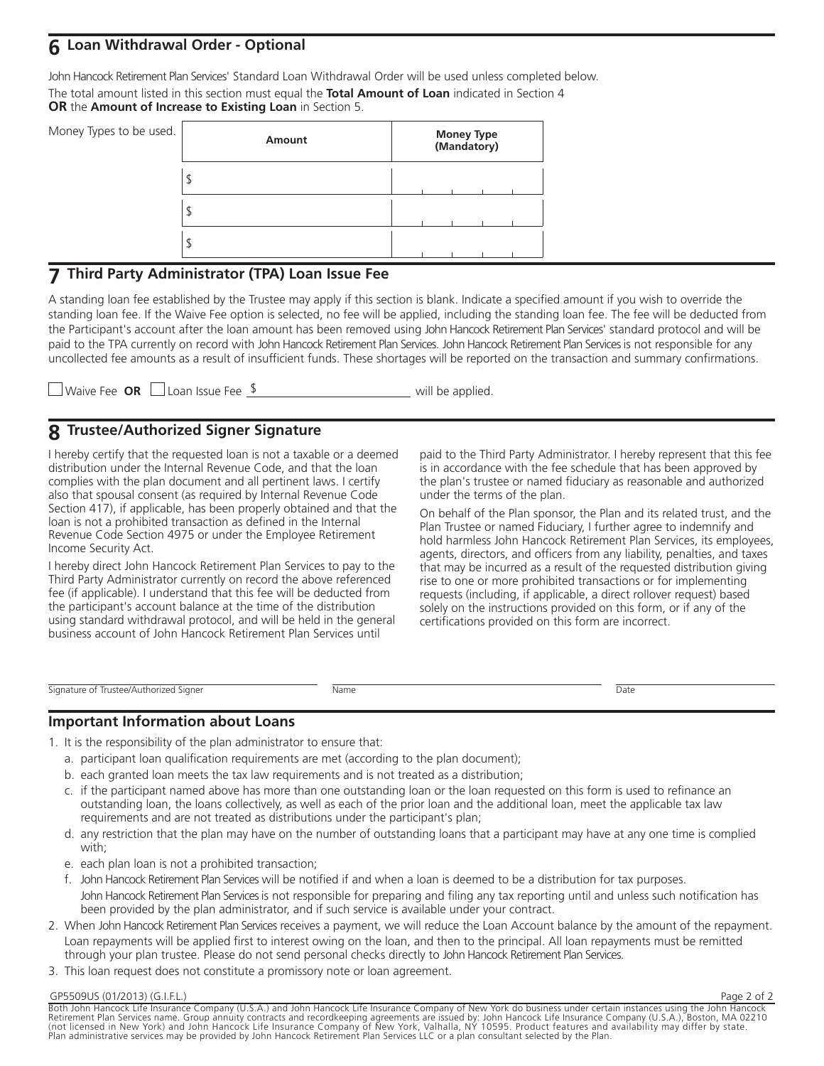## 6 Loan Withdrawal Order - Optional

John Hancock Retirement Plan Services' Standard Loan Withdrawal Order will be used unless completed below.

The total amount listed in this section must equal the **Total Amount of Loan** indicated in Section 4 **OR** the **Amount of Increase to Existing Loan** in Section 5.

Money Types to be used.

| Amount | Money Type (Mandatory) |
|---|---|
| $ | |
| $ | |
| $ | |

## 7 Third Party Administrator (TPA) Loan Issue Fee

A standing loan fee established by the Trustee may apply if this section is blank. Indicate a specified amount if you wish to override the standing loan fee. If the Waive Fee option is selected, no fee will be applied, including the standing loan fee. The fee will be deducted from the Participant's account after the loan amount has been removed using John Hancock Retirement Plan Services' standard protocol and will be paid to the TPA currently on record with John Hancock Retirement Plan Services. John Hancock Retirement Plan Services is not responsible for any uncollected fee amounts as a result of insufficient funds. These shortages will be reported on the transaction and summary confirmations.

☐ Waive Fee **OR** ☐ Loan Issue Fee $ \_\_\_\_\_\_\_\_\_\_\_\_\_\_\_\_\_\_ will be applied.

## 8 Trustee/Authorized Signer Signature

I hereby certify that the requested loan is not a taxable or a deemed distribution under the Internal Revenue Code, and that the loan complies with the plan document and all pertinent laws. I certify also that spousal consent (as required by Internal Revenue Code Section 417), if applicable, has been properly obtained and that the loan is not a prohibited transaction as defined in the Internal Revenue Code Section 4975 or under the Employee Retirement Income Security Act.

I hereby direct John Hancock Retirement Plan Services to pay to the Third Party Administrator currently on record the above referenced fee (if applicable). I understand that this fee will be deducted from the participant's account balance at the time of the distribution using standard withdrawal protocol, and will be held in the general business account of John Hancock Retirement Plan Services until paid to the Third Party Administrator. I hereby represent that this fee is in accordance with the fee schedule that has been approved by the plan's trustee or named fiduciary as reasonable and authorized under the terms of the plan.

On behalf of the Plan sponsor, the Plan and its related trust, and the Plan Trustee or named Fiduciary, I further agree to indemnify and hold harmless John Hancock Retirement Plan Services, its employees, agents, directors, and officers from any liability, penalties, and taxes that may be incurred as a result of the requested distribution giving rise to one or more prohibited transactions or for implementing requests (including, if applicable, a direct rollover request) based solely on the instructions provided on this form, or if any of the certifications provided on this form are incorrect.

Signature of Trustee/Authorized Signer \_\_\_\_\_\_\_\_\_\_\_\_\_\_\_\_ Name \_\_\_\_\_\_\_\_\_\_\_\_\_\_\_\_ Date \_\_\_\_\_\_\_\_

### Important Information about Loans

1. It is the responsibility of the plan administrator to ensure that:
   a. participant loan qualification requirements are met (according to the plan document);
   b. each granted loan meets the tax law requirements and is not treated as a distribution;
   c. if the participant named above has more than one outstanding loan or the loan requested on this form is used to refinance an outstanding loan, the loans collectively, as well as each of the prior loan and the additional loan, meet the applicable tax law requirements and are not treated as distributions under the participant's plan;
   d. any restriction that the plan may have on the number of outstanding loans that a participant may have at any one time is complied with;
   e. each plan loan is not a prohibited transaction;
   f. John Hancock Retirement Plan Services will be notified if and when a loan is deemed to be a distribution for tax purposes. John Hancock Retirement Plan Services is not responsible for preparing and filing any tax reporting until and unless such notification has been provided by the plan administrator, and if such service is available under your contract.
2. When John Hancock Retirement Plan Services receives a payment, we will reduce the Loan Account balance by the amount of the repayment. Loan repayments will be applied first to interest owing on the loan, and then to the principal. All loan repayments must be remitted through your plan trustee. Please do not send personal checks directly to John Hancock Retirement Plan Services.
3. This loan request does not constitute a promissory note or loan agreement.

GP5509US (01/2013) (G.I.F.L.)

Both John Hancock Life Insurance Company (U.S.A.) and John Hancock Life Insurance Company of New York do business under certain instances using the John Hancock Retirement Plan Services name. Group annuity contracts and recordkeeping agreements are issued by: John Hancock Life Insurance Company (U.S.A.), Boston, MA 02210 (not licensed in New York) and John Hancock Life Insurance Company of New York, Valhalla, NY 10595. Product features and availability may differ by state. Plan administrative services may be provided by John Hancock Retirement Plan Services LLC or a plan consultant selected by the Plan.